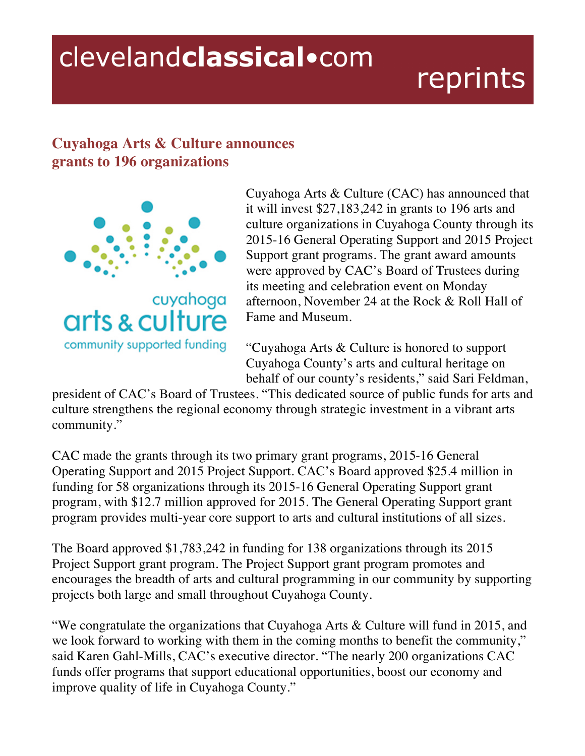# Cuyahoga Arts & Culture announces grants to 196 organizations

Cuyahoga Arts & Culture (CAC) has announced that it will invest $27,183,242 in grants to 196 arts and culture organizations in Cuyahoga County through its 2015-16 General Operating Support and 2015 Project Support grant programs. The grant award amounts were approved by CAC's Board of Trustees during its meeting and celebration event on Monday afternoon, November 24 at the Rock & Roll Hall of Fame and Museum.

"Cuyahoga Arts & Culture is honored to support Cuyahoga County's arts and cultural heritage on behalf of our county's residents," said Sari Feldman, president of CAC's Board of Trustees. "This dedicated source of public funds for arts and culture strengthens the regional economy through strategic investment in a vibrant arts community."

CAC made the grants through its two primary grant programs, 2015-16 General Operating Support and 2015 Project Support. CAC's Board approved $25.4 million in funding for 58 organizations through its 2015-16 General Operating Support grant program, with $12.7 million approved for 2015. The General Operating Support grant program provides multi-year core support to arts and cultural institutions of all sizes.

The Board approved $1,783,242 in funding for 138 organizations through its 2015 Project Support grant program. The Project Support grant program promotes and encourages the breadth of arts and cultural programming in our community by supporting projects both large and small throughout Cuyahoga County.

"We congratulate the organizations that Cuyahoga Arts & Culture will fund in 2015, and we look forward to working with them in the coming months to benefit the community," said Karen Gahl-Mills, CAC's executive director. "The nearly 200 organizations CAC funds offer programs that support educational opportunities, boost our economy and improve quality of life in Cuyahoga County."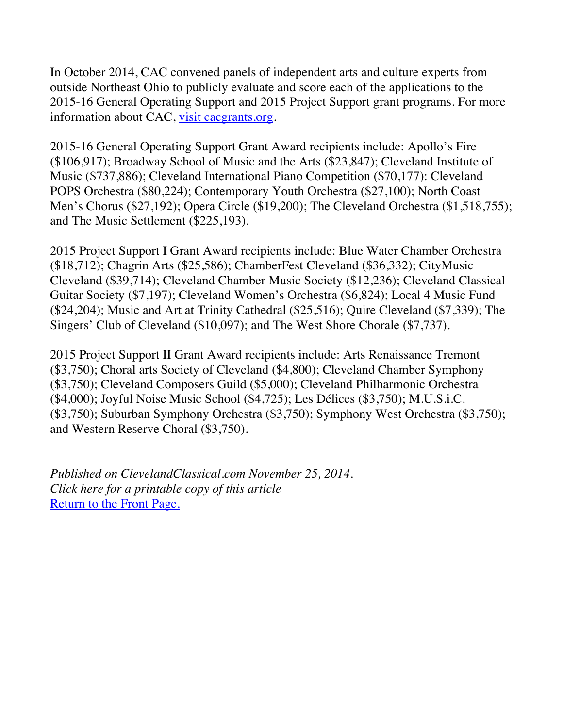In October 2014, CAC convened panels of independent arts and culture experts from outside Northeast Ohio to publicly evaluate and score each of the applications to the 2015-16 General Operating Support and 2015 Project Support grant programs. For more information about CAC, [visit cacgrants.org](cacgrants.org).

2015-16 General Operating Support Grant Award recipients include: Apollo's Fire ($106,917); Broadway School of Music and the Arts ($23,847); Cleveland Institute of Music ($737,886); Cleveland International Piano Competition ($70,177): Cleveland POPS Orchestra ($80,224); Contemporary Youth Orchestra ($27,100); North Coast Men's Chorus ($27,192); Opera Circle ($19,200); The Cleveland Orchestra ($1,518,755); and The Music Settlement ($225,193).

2015 Project Support I Grant Award recipients include: Blue Water Chamber Orchestra ($18,712); Chagrin Arts ($25,586); ChamberFest Cleveland ($36,332); CityMusic Cleveland ($39,714); Cleveland Chamber Music Society ($12,236); Cleveland Classical Guitar Society ($7,197); Cleveland Women's Orchestra ($6,824); Local 4 Music Fund ($24,204); Music and Art at Trinity Cathedral ($25,516); Quire Cleveland ($7,339); The Singers' Club of Cleveland ($10,097); and The West Shore Chorale ($7,737).

2015 Project Support II Grant Award recipients include: Arts Renaissance Tremont ($3,750); Choral arts Society of Cleveland ($4,800); Cleveland Chamber Symphony ($3,750); Cleveland Composers Guild ($5,000); Cleveland Philharmonic Orchestra ($4,000); Joyful Noise Music School ($4,725); Les Délices ($3,750); M.U.S.i.C. ($3,750); Suburban Symphony Orchestra ($3,750); Symphony West Orchestra ($3,750); and Western Reserve Choral ($3,750).

*Published on ClevelandClassical.com November 25, 2014.*
*Click here for a printable copy of this article*
Return to the Front Page.